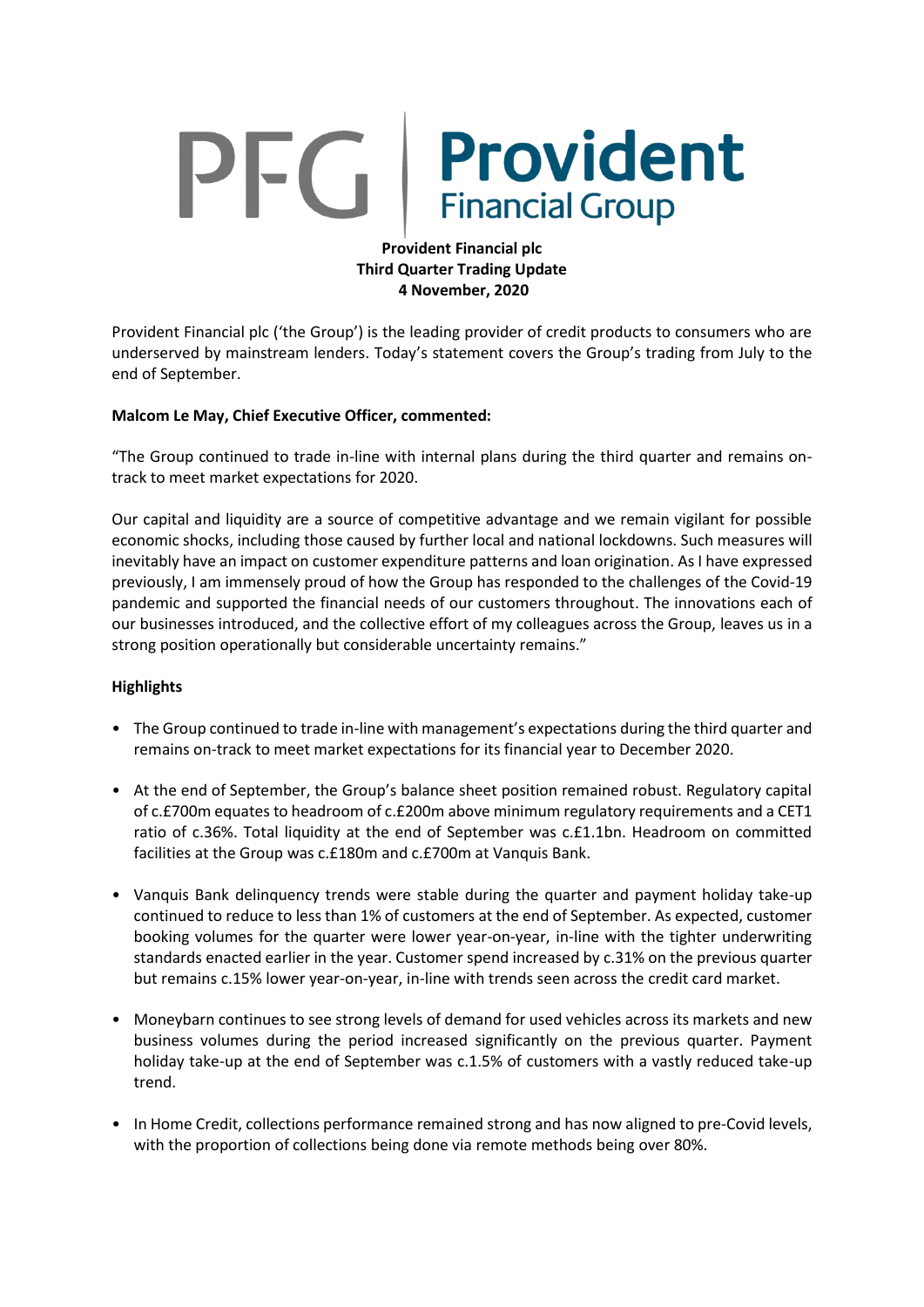**Provident Financial plc**
**Third Quarter Trading Update**
**4 November, 2020**

Provident Financial plc ('the Group') is the leading provider of credit products to consumers who are underserved by mainstream lenders. Today's statement covers the Group's trading from July to the end of September.

**Malcom Le May, Chief Executive Officer, commented:**

"The Group continued to trade in-line with internal plans during the third quarter and remains on-track to meet market expectations for 2020.

Our capital and liquidity are a source of competitive advantage and we remain vigilant for possible economic shocks, including those caused by further local and national lockdowns. Such measures will inevitably have an impact on customer expenditure patterns and loan origination. As I have expressed previously, I am immensely proud of how the Group has responded to the challenges of the Covid-19 pandemic and supported the financial needs of our customers throughout. The innovations each of our businesses introduced, and the collective effort of my colleagues across the Group, leaves us in a strong position operationally but considerable uncertainty remains."

**Highlights**

- The Group continued to trade in-line with management's expectations during the third quarter and remains on-track to meet market expectations for its financial year to December 2020.
- At the end of September, the Group's balance sheet position remained robust. Regulatory capital of c.£700m equates to headroom of c.£200m above minimum regulatory requirements and a CET1 ratio of c.36%. Total liquidity at the end of September was c.£1.1bn. Headroom on committed facilities at the Group was c.£180m and c.£700m at Vanquis Bank.
- Vanquis Bank delinquency trends were stable during the quarter and payment holiday take-up continued to reduce to less than 1% of customers at the end of September. As expected, customer booking volumes for the quarter were lower year-on-year, in-line with the tighter underwriting standards enacted earlier in the year. Customer spend increased by c.31% on the previous quarter but remains c.15% lower year-on-year, in-line with trends seen across the credit card market.
- Moneybarn continues to see strong levels of demand for used vehicles across its markets and new business volumes during the period increased significantly on the previous quarter. Payment holiday take-up at the end of September was c.1.5% of customers with a vastly reduced take-up trend.
- In Home Credit, collections performance remained strong and has now aligned to pre-Covid levels, with the proportion of collections being done via remote methods being over 80%.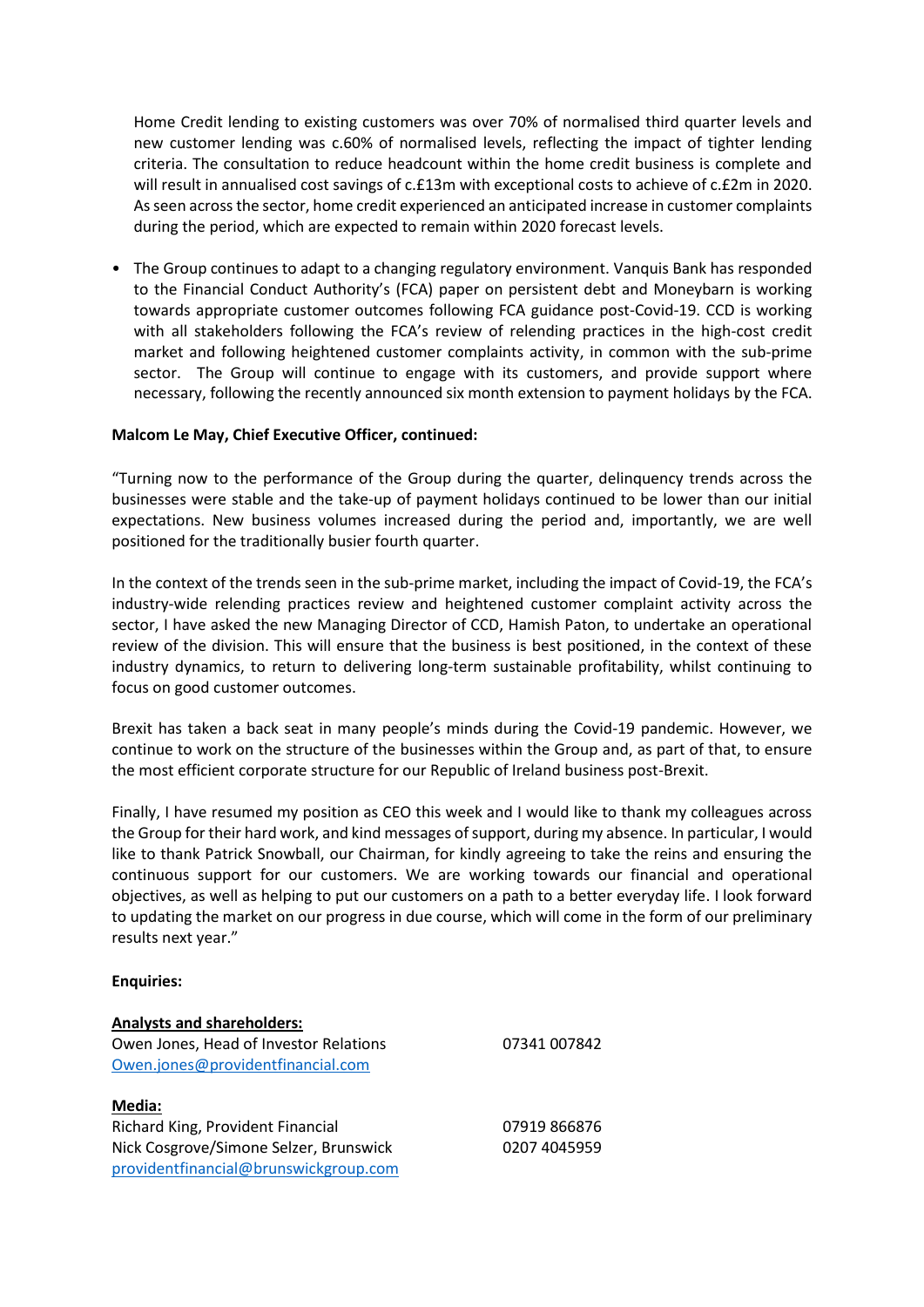Home Credit lending to existing customers was over 70% of normalised third quarter levels and new customer lending was c.60% of normalised levels, reflecting the impact of tighter lending criteria. The consultation to reduce headcount within the home credit business is complete and will result in annualised cost savings of c.£13m with exceptional costs to achieve of c.£2m in 2020. As seen across the sector, home credit experienced an anticipated increase in customer complaints during the period, which are expected to remain within 2020 forecast levels.

- The Group continues to adapt to a changing regulatory environment. Vanquis Bank has responded to the Financial Conduct Authority's (FCA) paper on persistent debt and Moneybarn is working towards appropriate customer outcomes following FCA guidance post-Covid-19. CCD is working with all stakeholders following the FCA's review of relending practices in the high-cost credit market and following heightened customer complaints activity, in common with the sub-prime sector. The Group will continue to engage with its customers, and provide support where necessary, following the recently announced six month extension to payment holidays by the FCA.

**Malcom Le May, Chief Executive Officer, continued:**

"Turning now to the performance of the Group during the quarter, delinquency trends across the businesses were stable and the take-up of payment holidays continued to be lower than our initial expectations. New business volumes increased during the period and, importantly, we are well positioned for the traditionally busier fourth quarter.

In the context of the trends seen in the sub-prime market, including the impact of Covid-19, the FCA's industry-wide relending practices review and heightened customer complaint activity across the sector, I have asked the new Managing Director of CCD, Hamish Paton, to undertake an operational review of the division. This will ensure that the business is best positioned, in the context of these industry dynamics, to return to delivering long-term sustainable profitability, whilst continuing to focus on good customer outcomes.

Brexit has taken a back seat in many people's minds during the Covid-19 pandemic. However, we continue to work on the structure of the businesses within the Group and, as part of that, to ensure the most efficient corporate structure for our Republic of Ireland business post-Brexit.

Finally, I have resumed my position as CEO this week and I would like to thank my colleagues across the Group for their hard work, and kind messages of support, during my absence. In particular, I would like to thank Patrick Snowball, our Chairman, for kindly agreeing to take the reins and ensuring the continuous support for our customers. We are working towards our financial and operational objectives, as well as helping to put our customers on a path to a better everyday life. I look forward to updating the market on our progress in due course, which will come in the form of our preliminary results next year."

**Enquiries:**

**Analysts and shareholders:**

| | |
|---|---|
| Owen Jones, Head of Investor Relations | 07341 007842 |
| Owen.jones@providentfinancial.com | |

**Media:**

| | |
|---|---|
| Richard King, Provident Financial | 07919 866876 |
| Nick Cosgrove/Simone Selzer, Brunswick | 0207 4045959 |
| providentfinancial@brunswickgroup.com | |